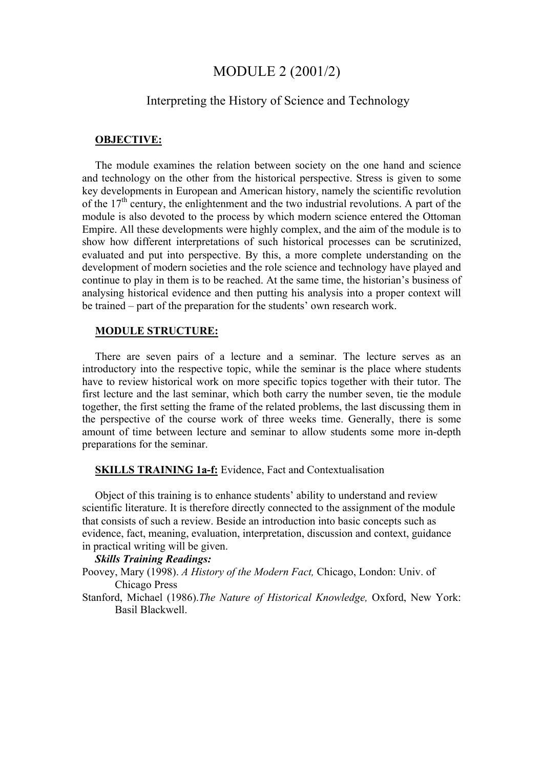# MODULE 2 (2001/2)

## Interpreting the History of Science and Technology

### OBJECTIVE:

The module examines the relation between society on the one hand and science and technology on the other from the historical perspective. Stress is given to some key developments in European and American history, namely the scientific revolution of the 17th century, the enlightenment and the two industrial revolutions. A part of the module is also devoted to the process by which modern science entered the Ottoman Empire. All these developments were highly complex, and the aim of the module is to show how different interpretations of such historical processes can be scrutinized, evaluated and put into perspective. By this, a more complete understanding on the development of modern societies and the role science and technology have played and continue to play in them is to be reached. At the same time, the historian's business of analysing historical evidence and then putting his analysis into a proper context will be trained – part of the preparation for the students' own research work.

### MODULE STRUCTURE:

There are seven pairs of a lecture and a seminar. The lecture serves as an introductory into the respective topic, while the seminar is the place where students have to review historical work on more specific topics together with their tutor. The first lecture and the last seminar, which both carry the number seven, tie the module together, the first setting the frame of the related problems, the last discussing them in the perspective of the course work of three weeks time. Generally, there is some amount of time between lecture and seminar to allow students some more in-depth preparations for the seminar.

### SKILLS TRAINING 1a-f: Evidence, Fact and Contextualisation

Object of this training is to enhance students' ability to understand and review scientific literature. It is therefore directly connected to the assignment of the module that consists of such a review. Beside an introduction into basic concepts such as evidence, fact, meaning, evaluation, interpretation, discussion and context, guidance in practical writing will be given.

***Skills Training Readings:***

Poovey, Mary (1998). *A History of the Modern Fact,* Chicago, London: Univ. of Chicago Press

Stanford, Michael (1986).*The Nature of Historical Knowledge,* Oxford, New York: Basil Blackwell.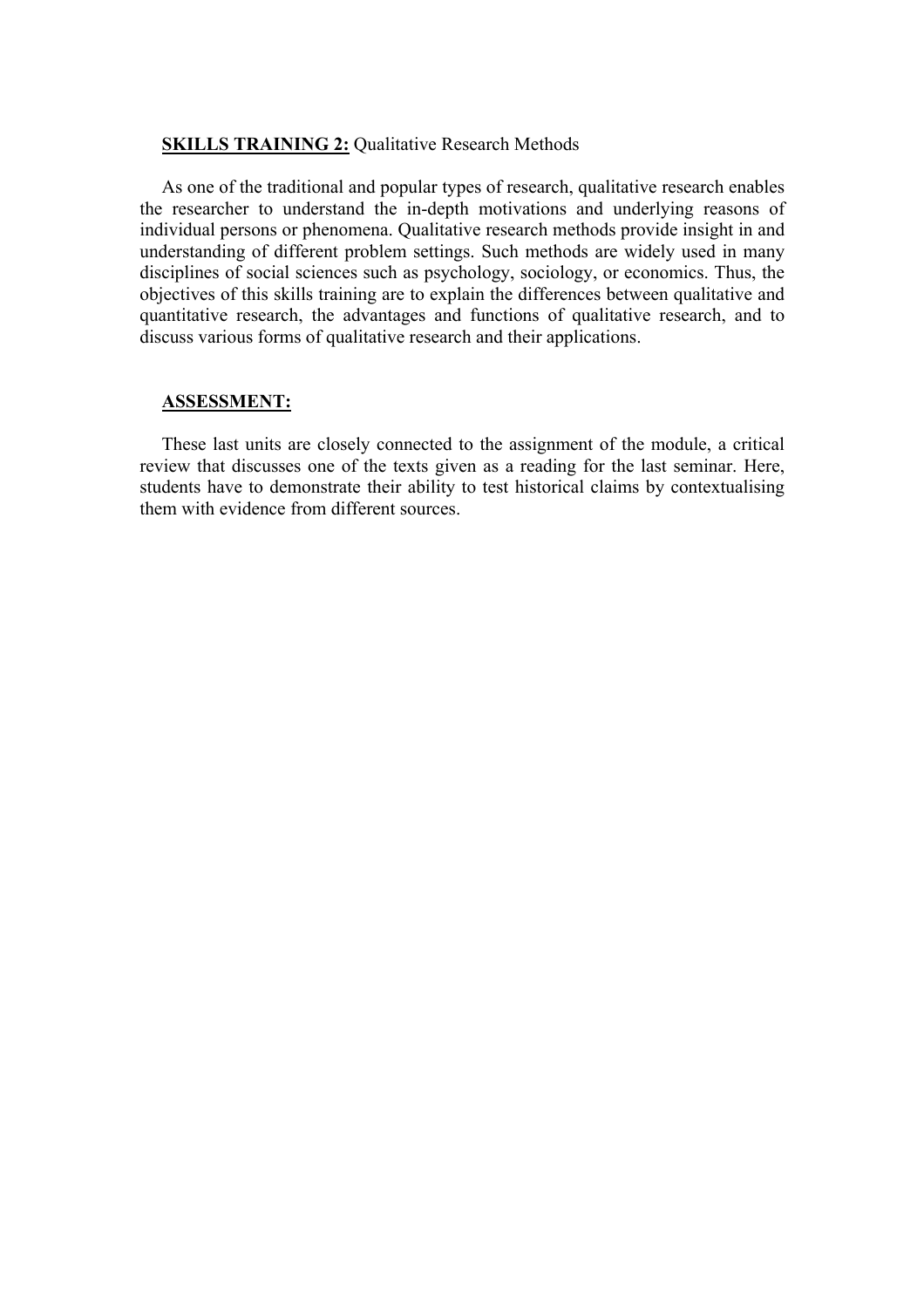**SKILLS TRAINING 2:** Qualitative Research Methods

As one of the traditional and popular types of research, qualitative research enables the researcher to understand the in-depth motivations and underlying reasons of individual persons or phenomena. Qualitative research methods provide insight in and understanding of different problem settings. Such methods are widely used in many disciplines of social sciences such as psychology, sociology, or economics. Thus, the objectives of this skills training are to explain the differences between qualitative and quantitative research, the advantages and functions of qualitative research, and to discuss various forms of qualitative research and their applications.

**ASSESSMENT:**

These last units are closely connected to the assignment of the module, a critical review that discusses one of the texts given as a reading for the last seminar. Here, students have to demonstrate their ability to test historical claims by contextualising them with evidence from different sources.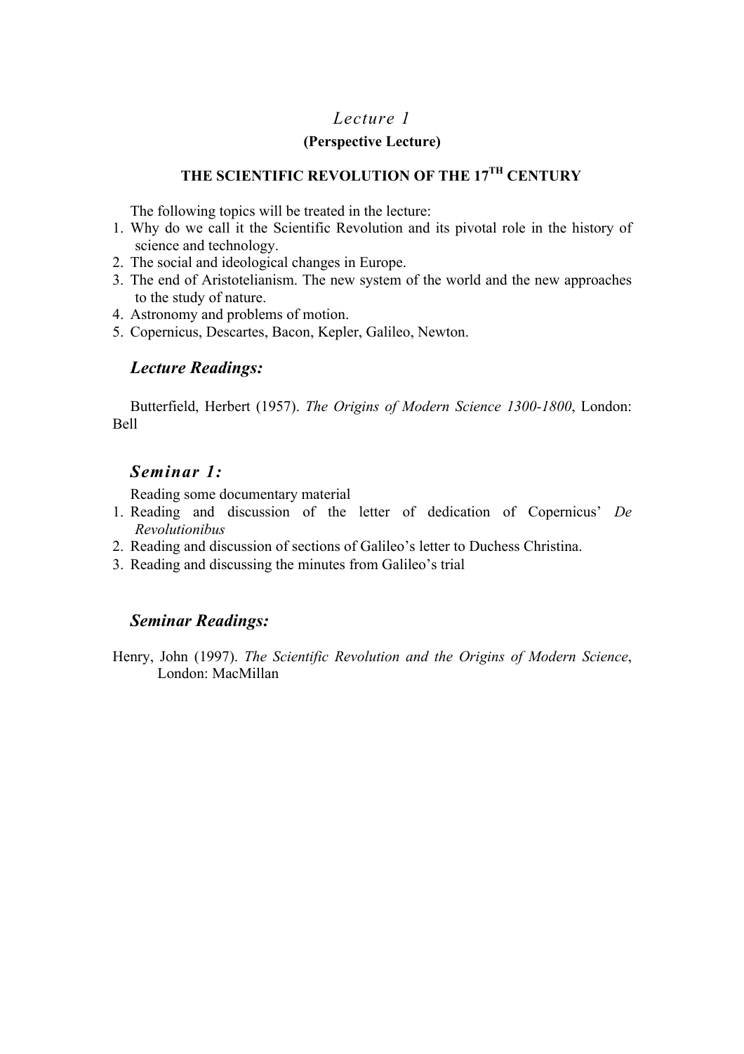## *Lecture 1*

**(Perspective Lecture)**

### THE SCIENTIFIC REVOLUTION OF THE 17TH CENTURY

The following topics will be treated in the lecture:

1. Why do we call it the Scientific Revolution and its pivotal role in the history of science and technology.
2. The social and ideological changes in Europe.
3. The end of Aristotelianism. The new system of the world and the new approaches to the study of nature.
4. Astronomy and problems of motion.
5. Copernicus, Descartes, Bacon, Kepler, Galileo, Newton.

### *Lecture Readings:*

Butterfield, Herbert (1957). *The Origins of Modern Science 1300-1800*, London: Bell

### *Seminar 1:*

Reading some documentary material

1. Reading and discussion of the letter of dedication of Copernicus' *De Revolutionibus*
2. Reading and discussion of sections of Galileo's letter to Duchess Christina.
3. Reading and discussing the minutes from Galileo's trial

### *Seminar Readings:*

Henry, John (1997). *The Scientific Revolution and the Origins of Modern Science*, London: MacMillan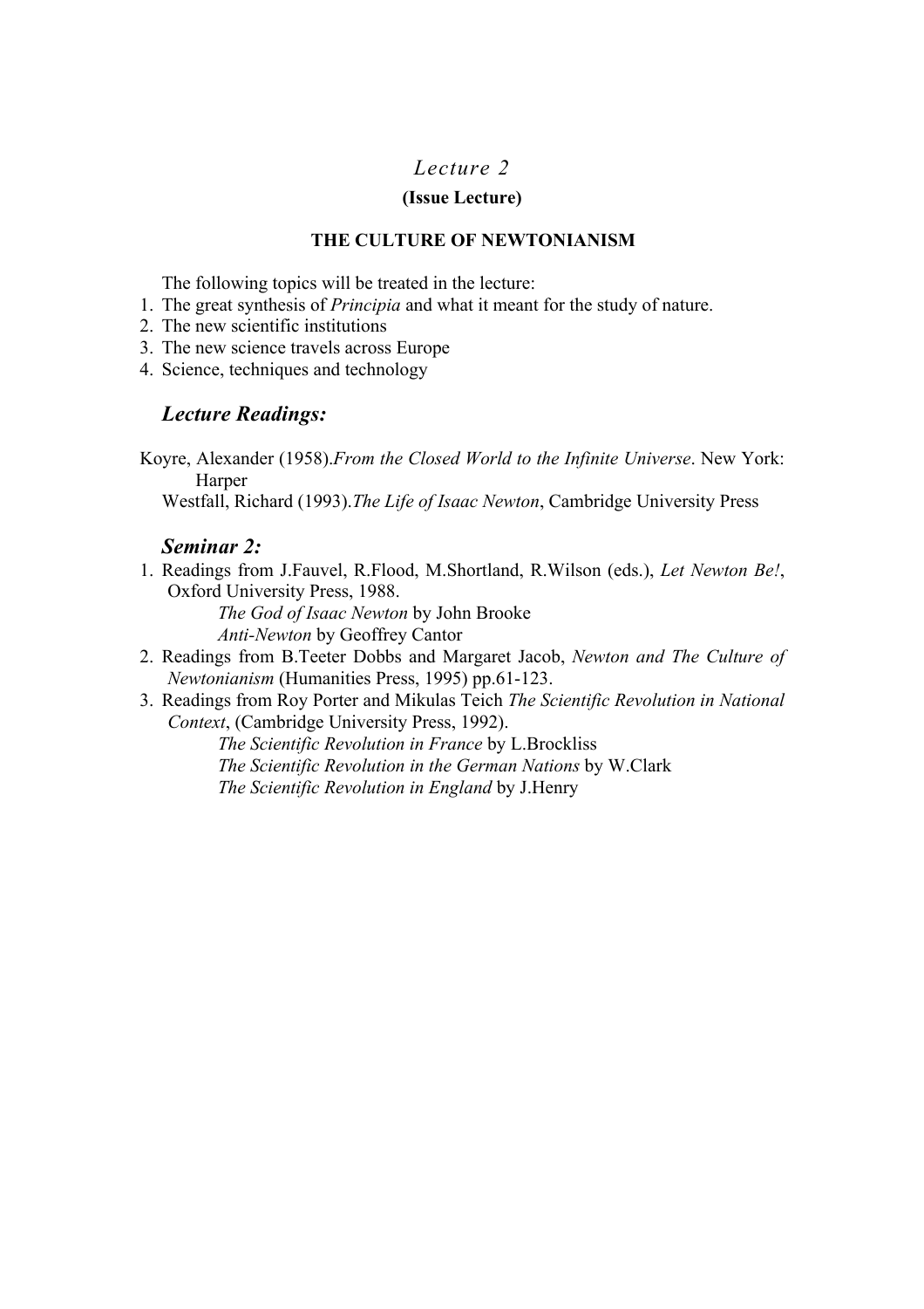# *Lecture 2*

**(Issue Lecture)**

**THE CULTURE OF NEWTONIANISM**

The following topics will be treated in the lecture:

1. The great synthesis of *Principia* and what it meant for the study of nature.
2. The new scientific institutions
3. The new science travels across Europe
4. Science, techniques and technology

## *Lecture Readings:*

Koyre, Alexander (1958).*From the Closed World to the Infinite Universe*. New York: Harper

Westfall, Richard (1993).*The Life of Isaac Newton*, Cambridge University Press

## *Seminar 2:*

1. Readings from J.Fauvel, R.Flood, M.Shortland, R.Wilson (eds.), *Let Newton Be!*, Oxford University Press, 1988.
   - *The God of Isaac Newton* by John Brooke
   - *Anti-Newton* by Geoffrey Cantor
2. Readings from B.Teeter Dobbs and Margaret Jacob, *Newton and The Culture of Newtonianism* (Humanities Press, 1995) pp.61-123.
3. Readings from Roy Porter and Mikulas Teich *The Scientific Revolution in National Context*, (Cambridge University Press, 1992).
   - *The Scientific Revolution in France* by L.Brockliss
   - *The Scientific Revolution in the German Nations* by W.Clark
   - *The Scientific Revolution in England* by J.Henry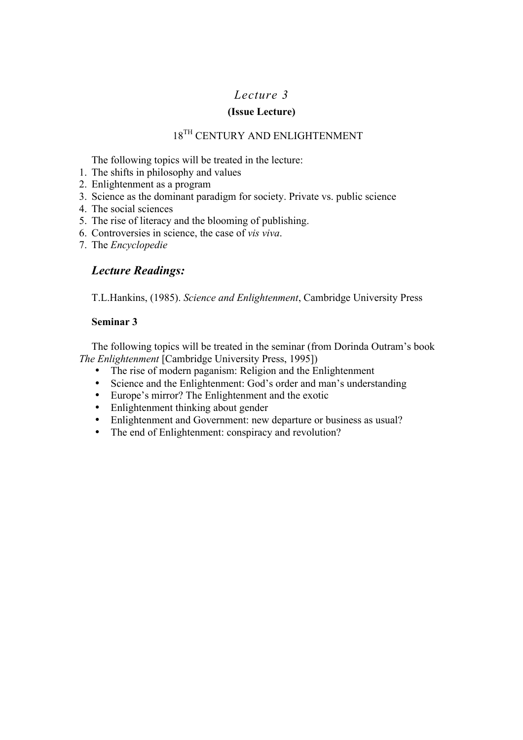# *Lecture 3*

**(Issue Lecture)**

18TH CENTURY AND ENLIGHTENMENT

The following topics will be treated in the lecture:

1. The shifts in philosophy and values
2. Enlightenment as a program
3. Science as the dominant paradigm for society. Private vs. public science
4. The social sciences
5. The rise of literacy and the blooming of publishing.
6. Controversies in science, the case of *vis viva*.
7. The *Encyclopedie*

## *Lecture Readings:*

T.L.Hankins, (1985). *Science and Enlightenment*, Cambridge University Press

**Seminar 3**

The following topics will be treated in the seminar (from Dorinda Outram's book *The Enlightenment* [Cambridge University Press, 1995])

- The rise of modern paganism: Religion and the Enlightenment
- Science and the Enlightenment: God's order and man's understanding
- Europe's mirror? The Enlightenment and the exotic
- Enlightenment thinking about gender
- Enlightenment and Government: new departure or business as usual?
- The end of Enlightenment: conspiracy and revolution?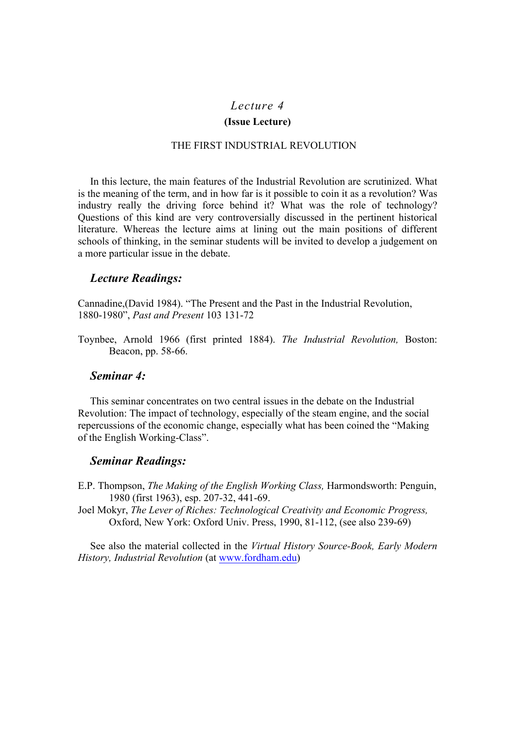## *Lecture 4*

**(Issue Lecture)**

THE FIRST INDUSTRIAL REVOLUTION

In this lecture, the main features of the Industrial Revolution are scrutinized. What is the meaning of the term, and in how far is it possible to coin it as a revolution? Was industry really the driving force behind it? What was the role of technology? Questions of this kind are very controversially discussed in the pertinent historical literature. Whereas the lecture aims at lining out the main positions of different schools of thinking, in the seminar students will be invited to develop a judgement on a more particular issue in the debate.

### *Lecture Readings:*

Cannadine,(David 1984). "The Present and the Past in the Industrial Revolution, 1880-1980", *Past and Present* 103 131-72

Toynbee, Arnold 1966 (first printed 1884). *The Industrial Revolution,* Boston: Beacon, pp. 58-66.

### *Seminar 4:*

This seminar concentrates on two central issues in the debate on the Industrial Revolution: The impact of technology, especially of the steam engine, and the social repercussions of the economic change, especially what has been coined the "Making of the English Working-Class".

### *Seminar Readings:*

E.P. Thompson, *The Making of the English Working Class,* Harmondsworth: Penguin, 1980 (first 1963), esp. 207-32, 441-69.

Joel Mokyr, *The Lever of Riches: Technological Creativity and Economic Progress,* Oxford, New York: Oxford Univ. Press, 1990, 81-112, (see also 239-69)

See also the material collected in the *Virtual History Source-Book, Early Modern History, Industrial Revolution* (at www.fordham.edu)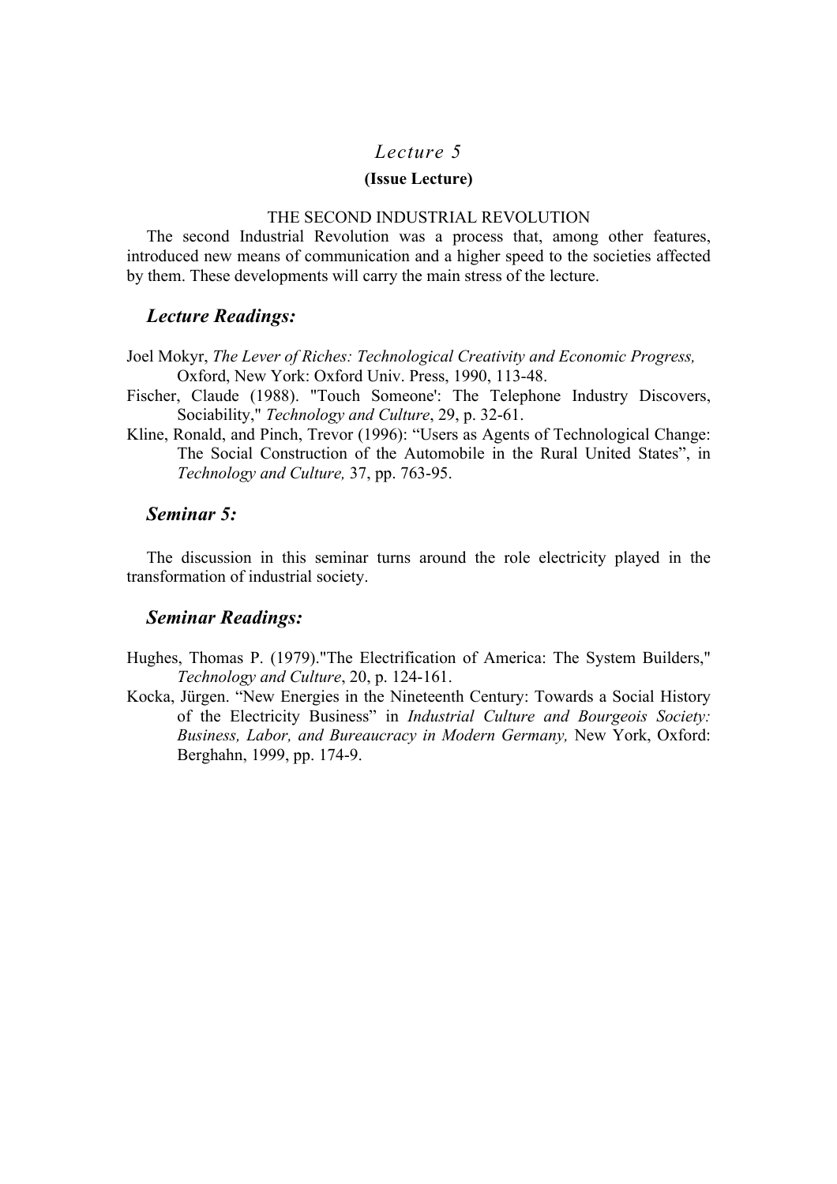# *Lecture 5*

**(Issue Lecture)**

THE SECOND INDUSTRIAL REVOLUTION

The second Industrial Revolution was a process that, among other features, introduced new means of communication and a higher speed to the societies affected by them. These developments will carry the main stress of the lecture.

## *Lecture Readings:*

Joel Mokyr, *The Lever of Riches: Technological Creativity and Economic Progress,* Oxford, New York: Oxford Univ. Press, 1990, 113-48.

Fischer, Claude (1988). "Touch Someone': The Telephone Industry Discovers, Sociability," *Technology and Culture*, 29, p. 32-61.

Kline, Ronald, and Pinch, Trevor (1996): "Users as Agents of Technological Change: The Social Construction of the Automobile in the Rural United States", in *Technology and Culture,* 37, pp. 763-95.

## *Seminar 5:*

The discussion in this seminar turns around the role electricity played in the transformation of industrial society.

## *Seminar Readings:*

Hughes, Thomas P. (1979)."The Electrification of America: The System Builders," *Technology and Culture*, 20, p. 124-161.

Kocka, Jürgen. "New Energies in the Nineteenth Century: Towards a Social History of the Electricity Business" in *Industrial Culture and Bourgeois Society: Business, Labor, and Bureaucracy in Modern Germany,* New York, Oxford: Berghahn, 1999, pp. 174-9.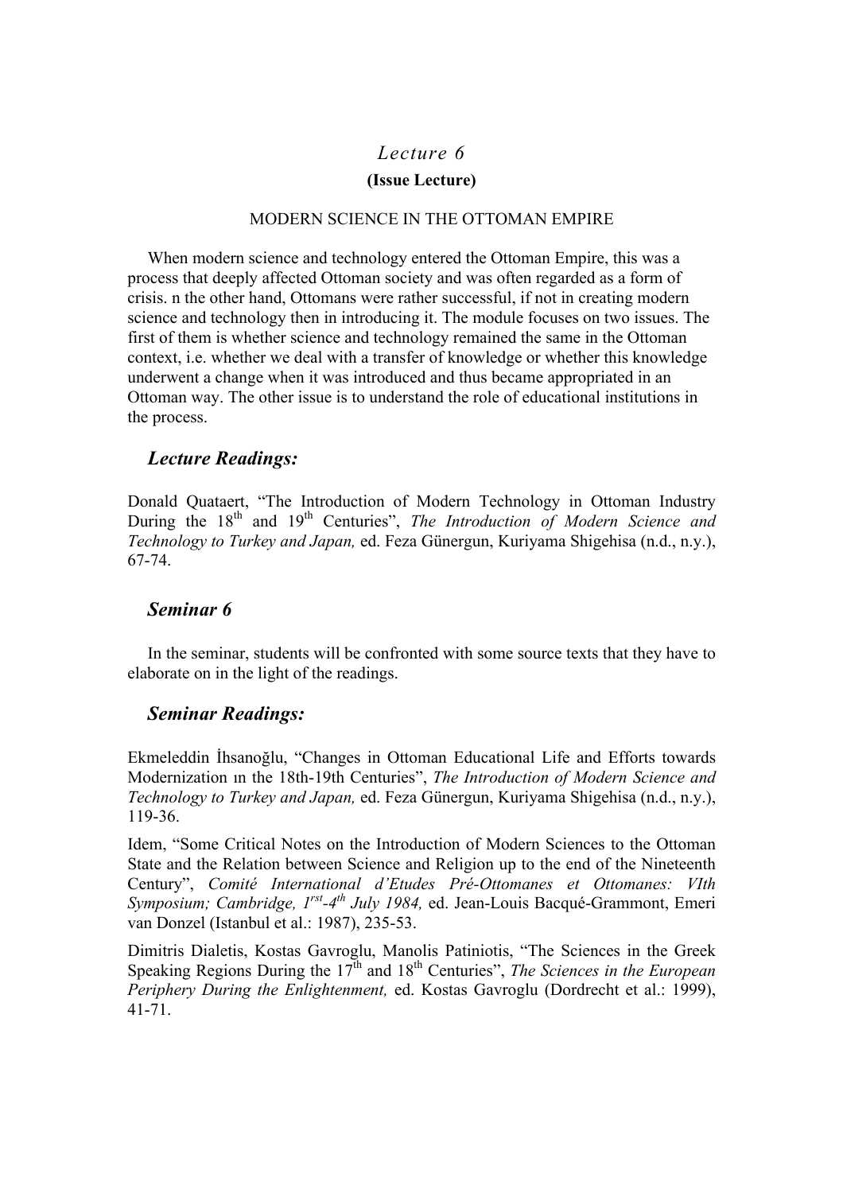# *Lecture 6*

**(Issue Lecture)**

MODERN SCIENCE IN THE OTTOMAN EMPIRE

When modern science and technology entered the Ottoman Empire, this was a process that deeply affected Ottoman society and was often regarded as a form of crisis. n the other hand, Ottomans were rather successful, if not in creating modern science and technology then in introducing it. The module focuses on two issues. The first of them is whether science and technology remained the same in the Ottoman context, i.e. whether we deal with a transfer of knowledge or whether this knowledge underwent a change when it was introduced and thus became appropriated in an Ottoman way. The other issue is to understand the role of educational institutions in the process.

## *Lecture Readings:*

Donald Quataert, "The Introduction of Modern Technology in Ottoman Industry During the 18th and 19th Centuries", *The Introduction of Modern Science and Technology to Turkey and Japan,* ed. Feza Günergun, Kuriyama Shigehisa (n.d., n.y.), 67-74.

## *Seminar 6*

In the seminar, students will be confronted with some source texts that they have to elaborate on in the light of the readings.

## *Seminar Readings:*

Ekmeleddin İhsanoğlu, "Changes in Ottoman Educational Life and Efforts towards Modernization ın the 18th-19th Centuries", *The Introduction of Modern Science and Technology to Turkey and Japan,* ed. Feza Günergun, Kuriyama Shigehisa (n.d., n.y.), 119-36.

Idem, "Some Critical Notes on the Introduction of Modern Sciences to the Ottoman State and the Relation between Science and Religion up to the end of the Nineteenth Century", *Comité International d'Etudes Pré-Ottomanes et Ottomanes: VIth Symposium; Cambridge, 1rst-4th July 1984,* ed. Jean-Louis Bacqué-Grammont, Emeri van Donzel (Istanbul et al.: 1987), 235-53.

Dimitris Dialetis, Kostas Gavroglu, Manolis Patiniotis, "The Sciences in the Greek Speaking Regions During the 17th and 18th Centuries", *The Sciences in the European Periphery During the Enlightenment,* ed. Kostas Gavroglu (Dordrecht et al.: 1999), 41-71.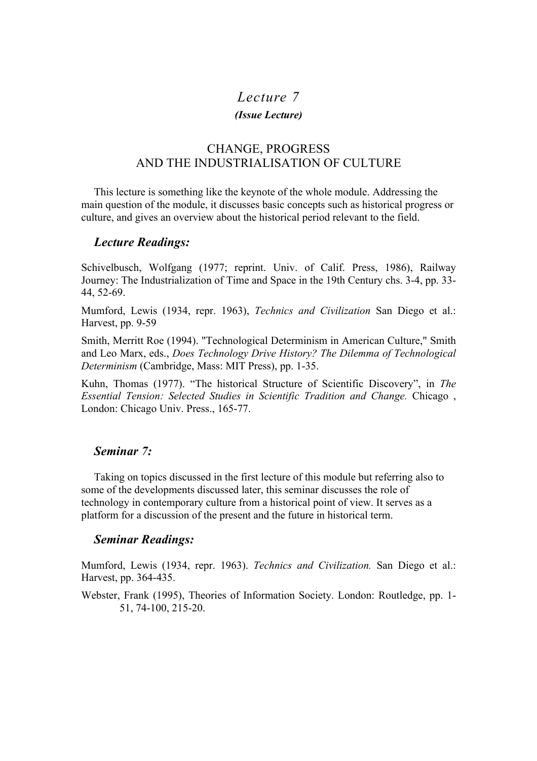# *Lecture 7*

***(Issue Lecture)***

## CHANGE, PROGRESS AND THE INDUSTRIALISATION OF CULTURE

This lecture is something like the keynote of the whole module. Addressing the main question of the module, it discusses basic concepts such as historical progress or culture, and gives an overview about the historical period relevant to the field.

### *Lecture Readings:*

Schivelbusch, Wolfgang (1977; reprint. Univ. of Calif. Press, 1986), Railway Journey: The Industrialization of Time and Space in the 19th Century chs. 3-4, pp. 33-44, 52-69.

Mumford, Lewis (1934, repr. 1963), *Technics and Civilization* San Diego et al.: Harvest, pp. 9-59

Smith, Merritt Roe (1994). "Technological Determinism in American Culture," Smith and Leo Marx, eds., *Does Technology Drive History? The Dilemma of Technological Determinism* (Cambridge, Mass: MIT Press), pp. 1-35.

Kuhn, Thomas (1977). "The historical Structure of Scientific Discovery", in *The Essential Tension: Selected Studies in Scientific Tradition and Change.* Chicago , London: Chicago Univ. Press., 165-77.

### *Seminar 7:*

Taking on topics discussed in the first lecture of this module but referring also to some of the developments discussed later, this seminar discusses the role of technology in contemporary culture from a historical point of view. It serves as a platform for a discussion of the present and the future in historical term.

### *Seminar Readings:*

Mumford, Lewis (1934, repr. 1963). *Technics and Civilization.* San Diego et al.: Harvest, pp. 364-435.

Webster, Frank (1995), Theories of Information Society. London: Routledge, pp. 1-51, 74-100, 215-20.